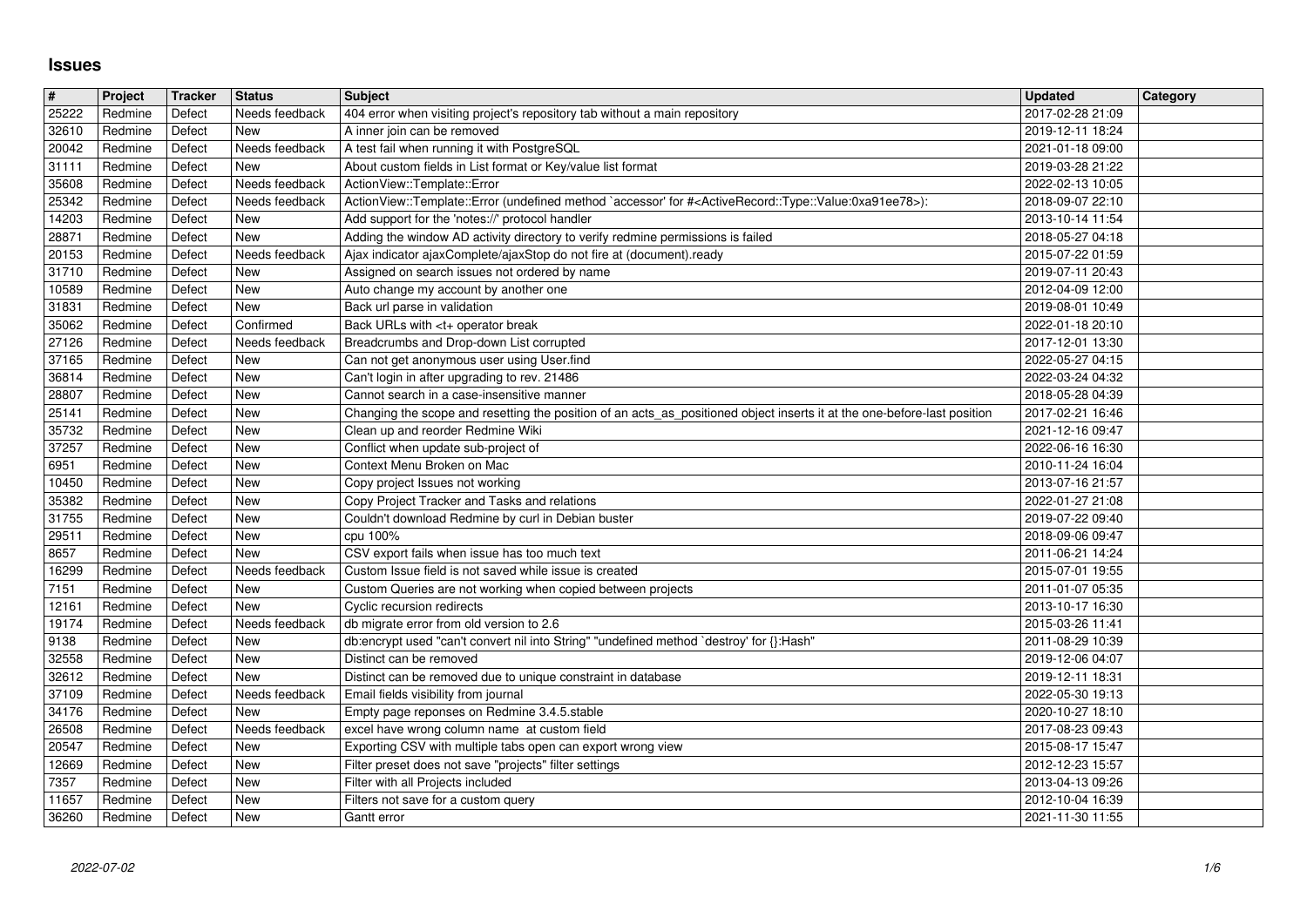# Issues

| # | Project | Tracker | Status | Subject | Updated | Category |
|---|---|---|---|---|---|---|
| 25222 | Redmine | Defect | Needs feedback | 404 error when visiting project's repository tab without a main repository | 2017-02-28 21:09 | |
| 32610 | Redmine | Defect | New | A inner join can be removed | 2019-12-11 18:24 | |
| 20042 | Redmine | Defect | Needs feedback | A test fail when running it with PostgreSQL | 2021-01-18 09:00 | |
| 31111 | Redmine | Defect | New | About custom fields in List format or Key/value list format | 2019-03-28 21:22 | |
| 35608 | Redmine | Defect | Needs feedback | ActionView::Template::Error | 2022-02-13 10:05 | |
| 25342 | Redmine | Defect | Needs feedback | ActionView::Template::Error (undefined method `accessor' for #<ActiveRecord::Type::Value:0xa91ee78>): | 2018-09-07 22:10 | |
| 14203 | Redmine | Defect | New | Add support for the 'notes://' protocol handler | 2013-10-14 11:54 | |
| 28871 | Redmine | Defect | New | Adding the window AD activity directory to verify redmine permissions is failed | 2018-05-27 04:18 | |
| 20153 | Redmine | Defect | Needs feedback | Ajax indicator ajaxComplete/ajaxStop do not fire at (document).ready | 2015-07-22 01:59 | |
| 31710 | Redmine | Defect | New | Assigned on search issues not ordered by name | 2019-07-11 20:43 | |
| 10589 | Redmine | Defect | New | Auto change my account by another one | 2012-04-09 12:00 | |
| 31831 | Redmine | Defect | New | Back url parse in validation | 2019-08-01 10:49 | |
| 35062 | Redmine | Defect | Confirmed | Back URLs with <t+ operator break | 2022-01-18 20:10 | |
| 27126 | Redmine | Defect | Needs feedback | Breadcrumbs and Drop-down List corrupted | 2017-12-01 13:30 | |
| 37165 | Redmine | Defect | New | Can not get anonymous user using User.find | 2022-05-27 04:15 | |
| 36814 | Redmine | Defect | New | Can't login in after upgrading to rev. 21486 | 2022-03-24 04:32 | |
| 28807 | Redmine | Defect | New | Cannot search in a case-insensitive manner | 2018-05-28 04:39 | |
| 25141 | Redmine | Defect | New | Changing the scope and resetting the position of an acts_as_positioned object inserts it at the one-before-last position | 2017-02-21 16:46 | |
| 35732 | Redmine | Defect | New | Clean up and reorder Redmine Wiki | 2021-12-16 09:47 | |
| 37257 | Redmine | Defect | New | Conflict when update sub-project of | 2022-06-16 16:30 | |
| 6951 | Redmine | Defect | New | Context Menu Broken on Mac | 2010-11-24 16:04 | |
| 10450 | Redmine | Defect | New | Copy project Issues not working | 2013-07-16 21:57 | |
| 35382 | Redmine | Defect | New | Copy Project Tracker and Tasks and relations | 2022-01-27 21:08 | |
| 31755 | Redmine | Defect | New | Couldn't download Redmine by curl in Debian buster | 2019-07-22 09:40 | |
| 29511 | Redmine | Defect | New | cpu 100% | 2018-09-06 09:47 | |
| 8657 | Redmine | Defect | New | CSV export fails when issue has too much text | 2011-06-21 14:24 | |
| 16299 | Redmine | Defect | Needs feedback | Custom Issue field is not saved while issue is created | 2015-07-01 19:55 | |
| 7151 | Redmine | Defect | New | Custom Queries are not working when copied between projects | 2011-01-07 05:35 | |
| 12161 | Redmine | Defect | New | Cyclic recursion redirects | 2013-10-17 16:30 | |
| 19174 | Redmine | Defect | Needs feedback | db migrate error from old version to 2.6 | 2015-03-26 11:41 | |
| 9138 | Redmine | Defect | New | db:encrypt used "can't convert nil into String" "undefined method `destroy' for {}:Hash" | 2011-08-29 10:39 | |
| 32558 | Redmine | Defect | New | Distinct can be removed | 2019-12-06 04:07 | |
| 32612 | Redmine | Defect | New | Distinct can be removed due to unique constraint in database | 2019-12-11 18:31 | |
| 37109 | Redmine | Defect | Needs feedback | Email fields visibility from journal | 2022-05-30 19:13 | |
| 34176 | Redmine | Defect | New | Empty page reponses on Redmine 3.4.5.stable | 2020-10-27 18:10 | |
| 26508 | Redmine | Defect | Needs feedback | excel have wrong column name at custom field | 2017-08-23 09:43 | |
| 20547 | Redmine | Defect | New | Exporting CSV with multiple tabs open can export wrong view | 2015-08-17 15:47 | |
| 12669 | Redmine | Defect | New | Filter preset does not save "projects" filter settings | 2012-12-23 15:57 | |
| 7357 | Redmine | Defect | New | Filter with all Projects included | 2013-04-13 09:26 | |
| 11657 | Redmine | Defect | New | Filters not save for a custom query | 2012-10-04 16:39 | |
| 36260 | Redmine | Defect | New | Gantt error | 2021-11-30 11:55 | |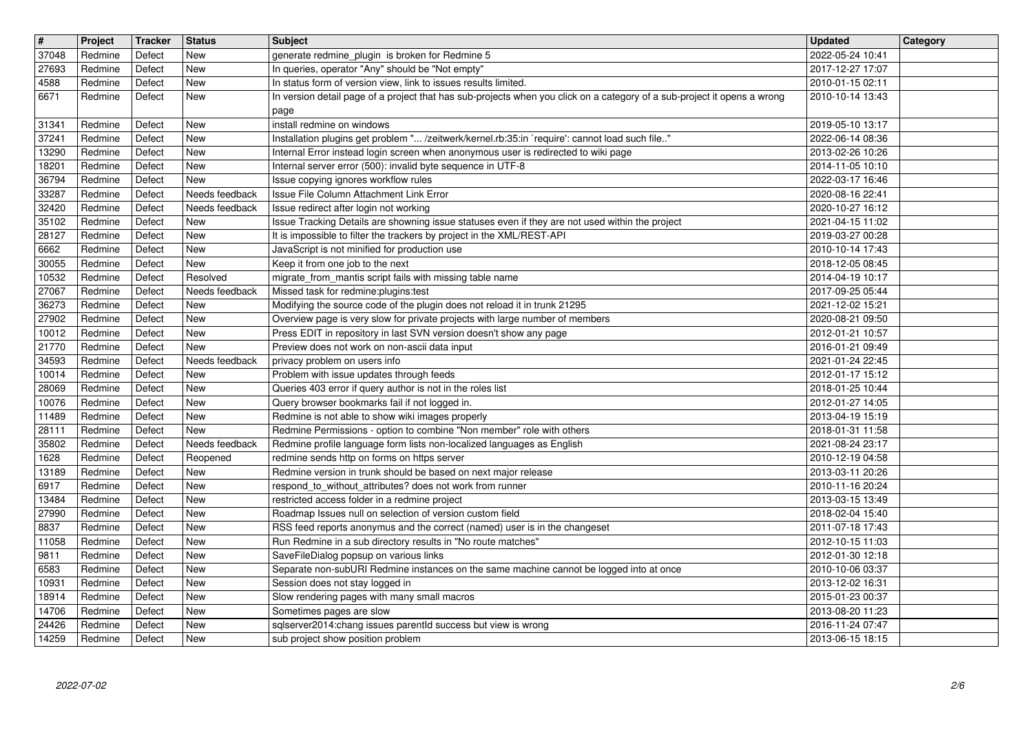| # | Project | Tracker | Status | Subject | Updated | Category |
|---|---|---|---|---|---|---|
| 37048 | Redmine | Defect | New | generate redmine_plugin is broken for Redmine 5 | 2022-05-24 10:41 | |
| 27693 | Redmine | Defect | New | In queries, operator "Any" should be "Not empty" | 2017-12-27 17:07 | |
| 4588 | Redmine | Defect | New | In status form of version view, link to issues results limited. | 2010-01-15 02:11 | |
| 6671 | Redmine | Defect | New | In version detail page of a project that has sub-projects when you click on a category of a sub-project it opens a wrong page | 2010-10-14 13:43 | |
| 31341 | Redmine | Defect | New | install redmine on windows | 2019-05-10 13:17 | |
| 37241 | Redmine | Defect | New | Installation plugins get problem "... /zeitwerk/kernel.rb:35:in `require': cannot load such file.." | 2022-06-14 08:36 | |
| 13290 | Redmine | Defect | New | Internal Error instead login screen when anonymous user is redirected to wiki page | 2013-02-26 10:26 | |
| 18201 | Redmine | Defect | New | Internal server error (500): invalid byte sequence in UTF-8 | 2014-11-05 10:10 | |
| 36794 | Redmine | Defect | New | Issue copying ignores workflow rules | 2022-03-17 16:46 | |
| 33287 | Redmine | Defect | Needs feedback | Issue File Column Attachment Link Error | 2020-08-16 22:41 | |
| 32420 | Redmine | Defect | Needs feedback | Issue redirect after login not working | 2020-10-27 16:12 | |
| 35102 | Redmine | Defect | New | Issue Tracking Details are showning issue statuses even if they are not used within the project | 2021-04-15 11:02 | |
| 28127 | Redmine | Defect | New | It is impossible to filter the trackers by project in the XML/REST-API | 2019-03-27 00:28 | |
| 6662 | Redmine | Defect | New | JavaScript is not minified for production use | 2010-10-14 17:43 | |
| 30055 | Redmine | Defect | New | Keep it from one job to the next | 2018-12-05 08:45 | |
| 10532 | Redmine | Defect | Resolved | migrate_from_mantis script fails with missing table name | 2014-04-19 10:17 | |
| 27067 | Redmine | Defect | Needs feedback | Missed task for redmine:plugins:test | 2017-09-25 05:44 | |
| 36273 | Redmine | Defect | New | Modifying the source code of the plugin does not reload it in trunk 21295 | 2021-12-02 15:21 | |
| 27902 | Redmine | Defect | New | Overview page is very slow for private projects with large number of members | 2020-08-21 09:50 | |
| 10012 | Redmine | Defect | New | Press EDIT in repository in last SVN version doesn't show any page | 2012-01-21 10:57 | |
| 21770 | Redmine | Defect | New | Preview does not work on non-ascii data input | 2016-01-21 09:49 | |
| 34593 | Redmine | Defect | Needs feedback | privacy problem on users info | 2021-01-24 22:45 | |
| 10014 | Redmine | Defect | New | Problem with issue updates through feeds | 2012-01-17 15:12 | |
| 28069 | Redmine | Defect | New | Queries 403 error if query author is not in the roles list | 2018-01-25 10:44 | |
| 10076 | Redmine | Defect | New | Query browser bookmarks fail if not logged in. | 2012-01-27 14:05 | |
| 11489 | Redmine | Defect | New | Redmine is not able to show wiki images properly | 2013-04-19 15:19 | |
| 28111 | Redmine | Defect | New | Redmine Permissions - option to combine "Non member" role with others | 2018-01-31 11:58 | |
| 35802 | Redmine | Defect | Needs feedback | Redmine profile language form lists non-localized languages as English | 2021-08-24 23:17 | |
| 1628 | Redmine | Defect | Reopened | redmine sends http on forms on https server | 2010-12-19 04:58 | |
| 13189 | Redmine | Defect | New | Redmine version in trunk should be based on next major release | 2013-03-11 20:26 | |
| 6917 | Redmine | Defect | New | respond_to_without_attributes? does not work from runner | 2010-11-16 20:24 | |
| 13484 | Redmine | Defect | New | restricted access folder in a redmine project | 2013-03-15 13:49 | |
| 27990 | Redmine | Defect | New | Roadmap Issues null on selection of version custom field | 2018-02-04 15:40 | |
| 8837 | Redmine | Defect | New | RSS feed reports anonymus and the correct (named) user is in the changeset | 2011-07-18 17:43 | |
| 11058 | Redmine | Defect | New | Run Redmine in a sub directory results in "No route matches" | 2012-10-15 11:03 | |
| 9811 | Redmine | Defect | New | SaveFileDialog popsup on various links | 2012-01-30 12:18 | |
| 6583 | Redmine | Defect | New | Separate non-subURI Redmine instances on the same machine cannot be logged into at once | 2010-10-06 03:37 | |
| 10931 | Redmine | Defect | New | Session does not stay logged in | 2013-12-02 16:31 | |
| 18914 | Redmine | Defect | New | Slow rendering pages with many small macros | 2015-01-23 00:37 | |
| 14706 | Redmine | Defect | New | Sometimes pages are slow | 2013-08-20 11:23 | |
| 24426 | Redmine | Defect | New | sqlserver2014:chang issues parentId success but view is wrong | 2016-11-24 07:47 | |
| 14259 | Redmine | Defect | New | sub project show position problem | 2013-06-15 18:15 | |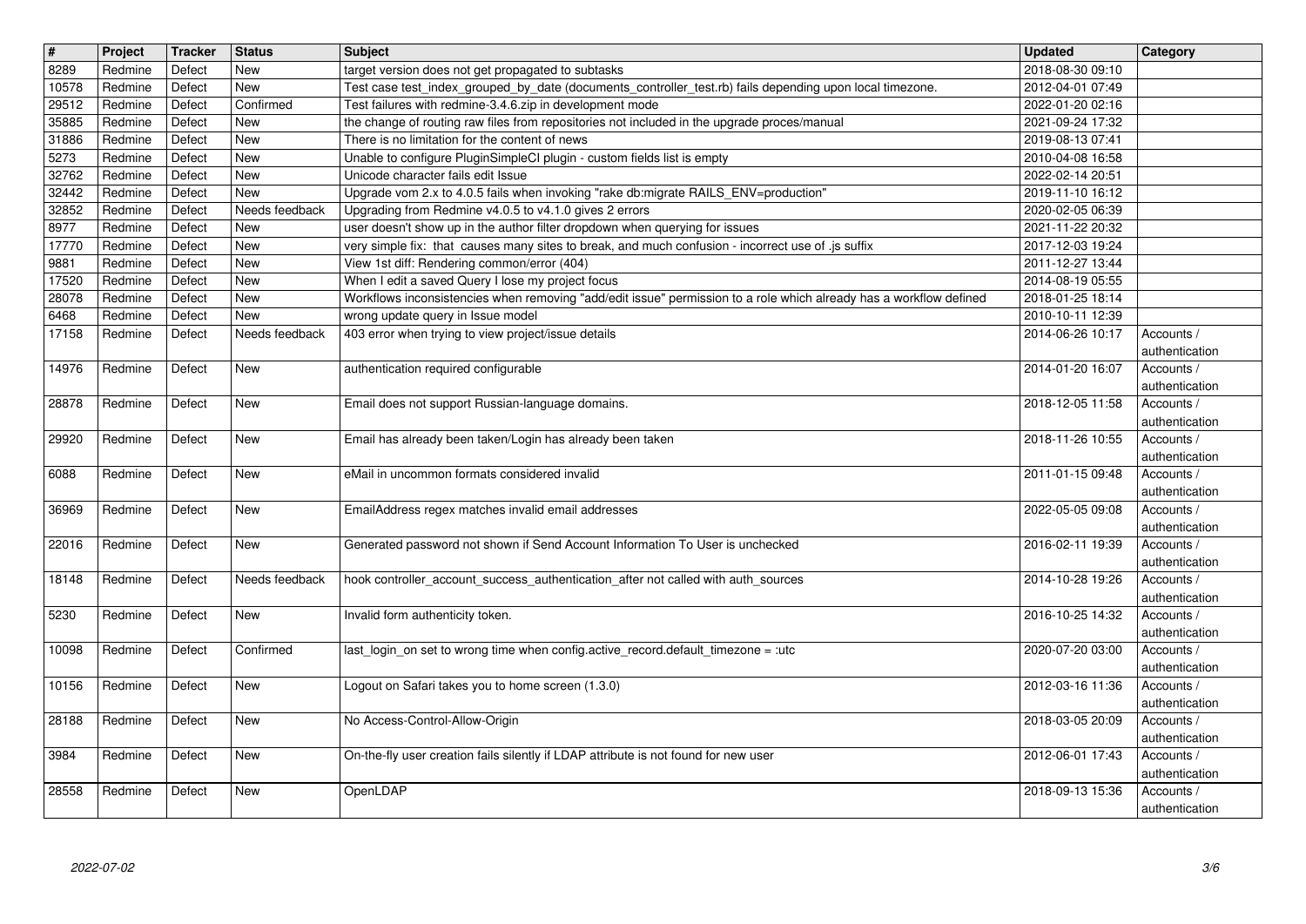| # | Project | Tracker | Status | Subject | Updated | Category |
| --- | --- | --- | --- | --- | --- | --- |
| 8289 | Redmine | Defect | New | target version does not get propagated to subtasks | 2018-08-30 09:10 | |
| 10578 | Redmine | Defect | New | Test case test_index_grouped_by_date (documents_controller_test.rb) fails depending upon local timezone. | 2012-04-01 07:49 | |
| 29512 | Redmine | Defect | Confirmed | Test failures with redmine-3.4.6.zip in development mode | 2022-01-20 02:16 | |
| 35885 | Redmine | Defect | New | the change of routing raw files from repositories not included in the upgrade proces/manual | 2021-09-24 17:32 | |
| 31886 | Redmine | Defect | New | There is no limitation for the content of news | 2019-08-13 07:41 | |
| 5273 | Redmine | Defect | New | Unable to configure PluginSimpleCI plugin - custom fields list is empty | 2010-04-08 16:58 | |
| 32762 | Redmine | Defect | New | Unicode character fails edit Issue | 2022-02-14 20:51 | |
| 32442 | Redmine | Defect | New | Upgrade vom 2.x to 4.0.5 fails when invoking "rake db:migrate RAILS_ENV=production" | 2019-11-10 16:12 | |
| 32852 | Redmine | Defect | Needs feedback | Upgrading from Redmine v4.0.5 to v4.1.0 gives 2 errors | 2020-02-05 06:39 | |
| 8977 | Redmine | Defect | New | user doesn't show up in the author filter dropdown when querying for issues | 2021-11-22 20:32 | |
| 17770 | Redmine | Defect | New | very simple fix: that causes many sites to break, and much confusion - incorrect use of .js suffix | 2017-12-03 19:24 | |
| 9881 | Redmine | Defect | New | View 1st diff: Rendering common/error (404) | 2011-12-27 13:44 | |
| 17520 | Redmine | Defect | New | When I edit a saved Query I lose my project focus | 2014-08-19 05:55 | |
| 28078 | Redmine | Defect | New | Workflows inconsistencies when removing "add/edit issue" permission to a role which already has a workflow defined | 2018-01-25 18:14 | |
| 6468 | Redmine | Defect | New | wrong update query in Issue model | 2010-10-11 12:39 | |
| 17158 | Redmine | Defect | Needs feedback | 403 error when trying to view project/issue details | 2014-06-26 10:17 | Accounts / authentication |
| 14976 | Redmine | Defect | New | authentication required configurable | 2014-01-20 16:07 | Accounts / authentication |
| 28878 | Redmine | Defect | New | Email does not support Russian-language domains. | 2018-12-05 11:58 | Accounts / authentication |
| 29920 | Redmine | Defect | New | Email has already been taken/Login has already been taken | 2018-11-26 10:55 | Accounts / authentication |
| 6088 | Redmine | Defect | New | eMail in uncommon formats considered invalid | 2011-01-15 09:48 | Accounts / authentication |
| 36969 | Redmine | Defect | New | EmailAddress regex matches invalid email addresses | 2022-05-05 09:08 | Accounts / authentication |
| 22016 | Redmine | Defect | New | Generated password not shown if Send Account Information To User is unchecked | 2016-02-11 19:39 | Accounts / authentication |
| 18148 | Redmine | Defect | Needs feedback | hook controller_account_success_authentication_after not called with auth_sources | 2014-10-28 19:26 | Accounts / authentication |
| 5230 | Redmine | Defect | New | Invalid form authenticity token. | 2016-10-25 14:32 | Accounts / authentication |
| 10098 | Redmine | Defect | Confirmed | last_login_on set to wrong time when config.active_record.default_timezone = :utc | 2020-07-20 03:00 | Accounts / authentication |
| 10156 | Redmine | Defect | New | Logout on Safari takes you to home screen (1.3.0) | 2012-03-16 11:36 | Accounts / authentication |
| 28188 | Redmine | Defect | New | No Access-Control-Allow-Origin | 2018-03-05 20:09 | Accounts / authentication |
| 3984 | Redmine | Defect | New | On-the-fly user creation fails silently if LDAP attribute is not found for new user | 2012-06-01 17:43 | Accounts / authentication |
| 28558 | Redmine | Defect | New | OpenLDAP | 2018-09-13 15:36 | Accounts / authentication |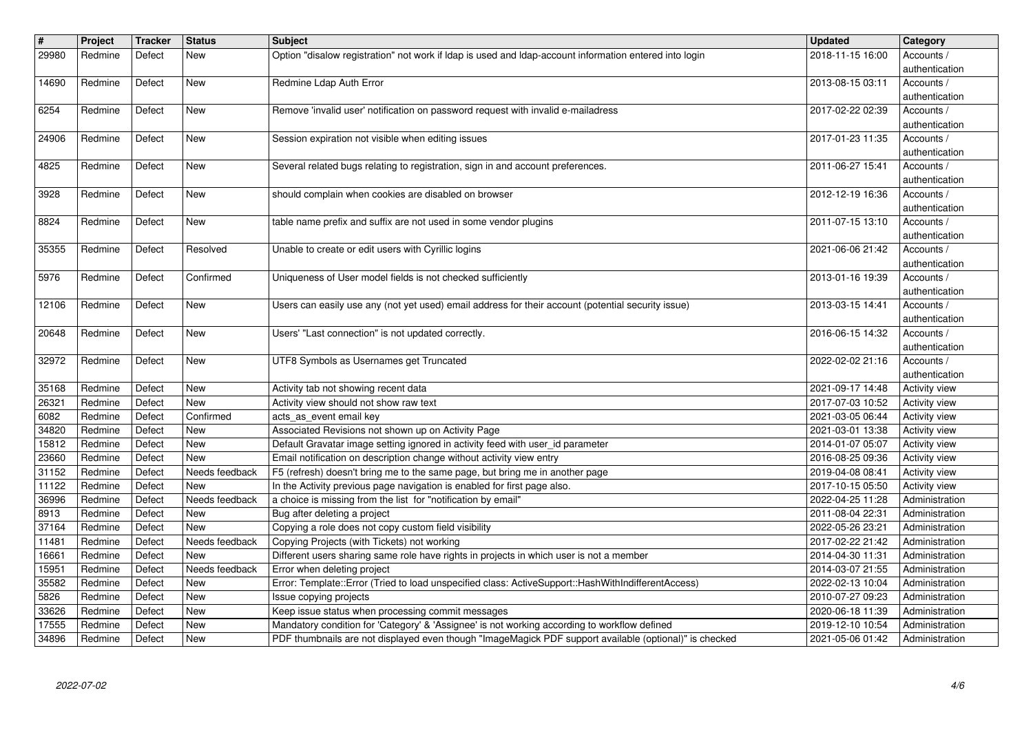| # | Project | Tracker | Status | Subject | Updated | Category |
|---|---|---|---|---|---|---|
| 29980 | Redmine | Defect | New | Option "disalow registration" not work if ldap is used and ldap-account information entered into login | 2018-11-15 16:00 | Accounts / authentication |
| 14690 | Redmine | Defect | New | Redmine Ldap Auth Error | 2013-08-15 03:11 | Accounts / authentication |
| 6254 | Redmine | Defect | New | Remove 'invalid user' notification on password request with invalid e-mailadress | 2017-02-22 02:39 | Accounts / authentication |
| 24906 | Redmine | Defect | New | Session expiration not visible when editing issues | 2017-01-23 11:35 | Accounts / authentication |
| 4825 | Redmine | Defect | New | Several related bugs relating to registration, sign in and account preferences. | 2011-06-27 15:41 | Accounts / authentication |
| 3928 | Redmine | Defect | New | should complain when cookies are disabled on browser | 2012-12-19 16:36 | Accounts / authentication |
| 8824 | Redmine | Defect | New | table name prefix and suffix are not used in some vendor plugins | 2011-07-15 13:10 | Accounts / authentication |
| 35355 | Redmine | Defect | Resolved | Unable to create or edit users with Cyrillic logins | 2021-06-06 21:42 | Accounts / authentication |
| 5976 | Redmine | Defect | Confirmed | Uniqueness of User model fields is not checked sufficiently | 2013-01-16 19:39 | Accounts / authentication |
| 12106 | Redmine | Defect | New | Users can easily use any (not yet used) email address for their account (potential security issue) | 2013-03-15 14:41 | Accounts / authentication |
| 20648 | Redmine | Defect | New | Users' "Last connection" is not updated correctly. | 2016-06-15 14:32 | Accounts / authentication |
| 32972 | Redmine | Defect | New | UTF8 Symbols as Usernames get Truncated | 2022-02-02 21:16 | Accounts / authentication |
| 35168 | Redmine | Defect | New | Activity tab not showing recent data | 2021-09-17 14:48 | Activity view |
| 26321 | Redmine | Defect | New | Activity view should not show raw text | 2017-07-03 10:52 | Activity view |
| 6082 | Redmine | Defect | Confirmed | acts_as_event email key | 2021-03-05 06:44 | Activity view |
| 34820 | Redmine | Defect | New | Associated Revisions not shown up on Activity Page | 2021-03-01 13:38 | Activity view |
| 15812 | Redmine | Defect | New | Default Gravatar image setting ignored in activity feed with user_id parameter | 2014-01-07 05:07 | Activity view |
| 23660 | Redmine | Defect | New | Email notification on description change without activity view entry | 2016-08-25 09:36 | Activity view |
| 31152 | Redmine | Defect | Needs feedback | F5 (refresh) doesn't bring me to the same page, but bring me in another page | 2019-04-08 08:41 | Activity view |
| 11122 | Redmine | Defect | New | In the Activity previous page navigation is enabled for first page also. | 2017-10-15 05:50 | Activity view |
| 36996 | Redmine | Defect | Needs feedback | a choice is missing from the list for "notification by email" | 2022-04-25 11:28 | Administration |
| 8913 | Redmine | Defect | New | Bug after deleting a project | 2011-08-04 22:31 | Administration |
| 37164 | Redmine | Defect | New | Copying a role does not copy custom field visibility | 2022-05-26 23:21 | Administration |
| 11481 | Redmine | Defect | Needs feedback | Copying Projects (with Tickets) not working | 2017-02-22 21:42 | Administration |
| 16661 | Redmine | Defect | New | Different users sharing same role have rights in projects in which user is not a member | 2014-04-30 11:31 | Administration |
| 15951 | Redmine | Defect | Needs feedback | Error when deleting project | 2014-03-07 21:55 | Administration |
| 35582 | Redmine | Defect | New | Error: Template::Error (Tried to load unspecified class: ActiveSupport::HashWithIndifferentAccess) | 2022-02-13 10:04 | Administration |
| 5826 | Redmine | Defect | New | Issue copying projects | 2010-07-27 09:23 | Administration |
| 33626 | Redmine | Defect | New | Keep issue status when processing commit messages | 2020-06-18 11:39 | Administration |
| 17555 | Redmine | Defect | New | Mandatory condition for 'Category' & 'Assignee' is not working according to workflow defined | 2019-12-10 10:54 | Administration |
| 34896 | Redmine | Defect | New | PDF thumbnails are not displayed even though "ImageMagick PDF support available (optional)" is checked | 2021-05-06 01:42 | Administration |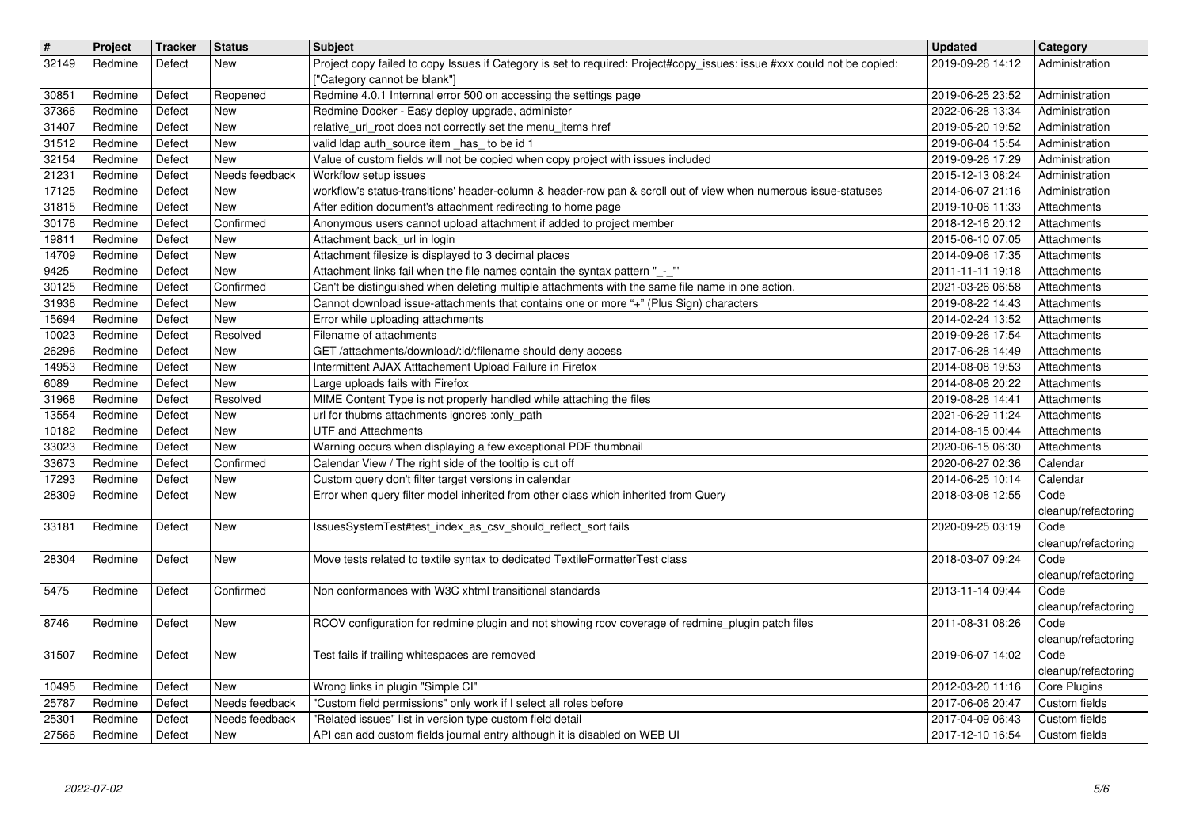| # | Project | Tracker | Status | Subject | Updated | Category |
|---|---|---|---|---|---|---|
| 32149 | Redmine | Defect | New | Project copy failed to copy Issues if Category is set to required: Project#copy_issues: issue #xxx could not be copied: ["Category cannot be blank"] | 2019-09-26 14:12 | Administration |
| 30851 | Redmine | Defect | Reopened | Redmine 4.0.1 Internnal error 500 on accessing the settings page | 2019-06-25 23:52 | Administration |
| 37366 | Redmine | Defect | New | Redmine Docker - Easy deploy upgrade, administer | 2022-06-28 13:34 | Administration |
| 31407 | Redmine | Defect | New | relative_url_root does not correctly set the menu_items href | 2019-05-20 19:52 | Administration |
| 31512 | Redmine | Defect | New | valid ldap auth_source item _has_ to be id 1 | 2019-06-04 15:54 | Administration |
| 32154 | Redmine | Defect | New | Value of custom fields will not be copied when copy project with issues included | 2019-09-26 17:29 | Administration |
| 21231 | Redmine | Defect | Needs feedback | Workflow setup issues | 2015-12-13 08:24 | Administration |
| 17125 | Redmine | Defect | New | workflow's status-transitions' header-column & header-row pan & scroll out of view when numerous issue-statuses | 2014-06-07 21:16 | Administration |
| 31815 | Redmine | Defect | New | After edition document's attachment redirecting to home page | 2019-10-06 11:33 | Attachments |
| 30176 | Redmine | Defect | Confirmed | Anonymous users cannot upload attachment if added to project member | 2018-12-16 20:12 | Attachments |
| 19811 | Redmine | Defect | New | Attachment back_url in login | 2015-06-10 07:05 | Attachments |
| 14709 | Redmine | Defect | New | Attachment filesize is displayed to 3 decimal places | 2014-09-06 17:35 | Attachments |
| 9425 | Redmine | Defect | New | Attachment links fail when the file names contain the syntax pattern "_-_" | 2011-11-11 19:18 | Attachments |
| 30125 | Redmine | Defect | Confirmed | Can't be distinguished when deleting multiple attachments with the same file name in one action. | 2021-03-26 06:58 | Attachments |
| 31936 | Redmine | Defect | New | Cannot download issue-attachments that contains one or more "+" (Plus Sign) characters | 2019-08-22 14:43 | Attachments |
| 15694 | Redmine | Defect | New | Error while uploading attachments | 2014-02-24 13:52 | Attachments |
| 10023 | Redmine | Defect | Resolved | Filename of attachments | 2019-09-26 17:54 | Attachments |
| 26296 | Redmine | Defect | New | GET /attachments/download/:id/:filename should deny access | 2017-06-28 14:49 | Attachments |
| 14953 | Redmine | Defect | New | Intermittent AJAX Atttachement Upload Failure in Firefox | 2014-08-08 19:53 | Attachments |
| 6089 | Redmine | Defect | New | Large uploads fails with Firefox | 2014-08-08 20:22 | Attachments |
| 31968 | Redmine | Defect | Resolved | MIME Content Type is not properly handled while attaching the files | 2019-08-28 14:41 | Attachments |
| 13554 | Redmine | Defect | New | url for thubms attachments ignores :only_path | 2021-06-29 11:24 | Attachments |
| 10182 | Redmine | Defect | New | UTF and Attachments | 2014-08-15 00:44 | Attachments |
| 33023 | Redmine | Defect | New | Warning occurs when displaying a few exceptional PDF thumbnail | 2020-06-15 06:30 | Attachments |
| 33673 | Redmine | Defect | Confirmed | Calendar View / The right side of the tooltip is cut off | 2020-06-27 02:36 | Calendar |
| 17293 | Redmine | Defect | New | Custom query don't filter target versions in calendar | 2014-06-25 10:14 | Calendar |
| 28309 | Redmine | Defect | New | Error when query filter model inherited from other class which inherited from Query | 2018-03-08 12:55 | Code cleanup/refactoring |
| 33181 | Redmine | Defect | New | IssuesSystemTest#test_index_as_csv_should_reflect_sort fails | 2020-09-25 03:19 | Code cleanup/refactoring |
| 28304 | Redmine | Defect | New | Move tests related to textile syntax to dedicated TextileFormatterTest class | 2018-03-07 09:24 | Code cleanup/refactoring |
| 5475 | Redmine | Defect | Confirmed | Non conformances with W3C xhtml transitional standards | 2013-11-14 09:44 | Code cleanup/refactoring |
| 8746 | Redmine | Defect | New | RCOV configuration for redmine plugin and not showing rcov coverage of redmine_plugin patch files | 2011-08-31 08:26 | Code cleanup/refactoring |
| 31507 | Redmine | Defect | New | Test fails if trailing whitespaces are removed | 2019-06-07 14:02 | Code cleanup/refactoring |
| 10495 | Redmine | Defect | New | Wrong links in plugin "Simple CI" | 2012-03-20 11:16 | Core Plugins |
| 25787 | Redmine | Defect | Needs feedback | "Custom field permissions" only work if I select all roles before | 2017-06-06 20:47 | Custom fields |
| 25301 | Redmine | Defect | Needs feedback | "Related issues" list in version type custom field detail | 2017-04-09 06:43 | Custom fields |
| 27566 | Redmine | Defect | New | API can add custom fields journal entry although it is disabled on WEB UI | 2017-12-10 16:54 | Custom fields |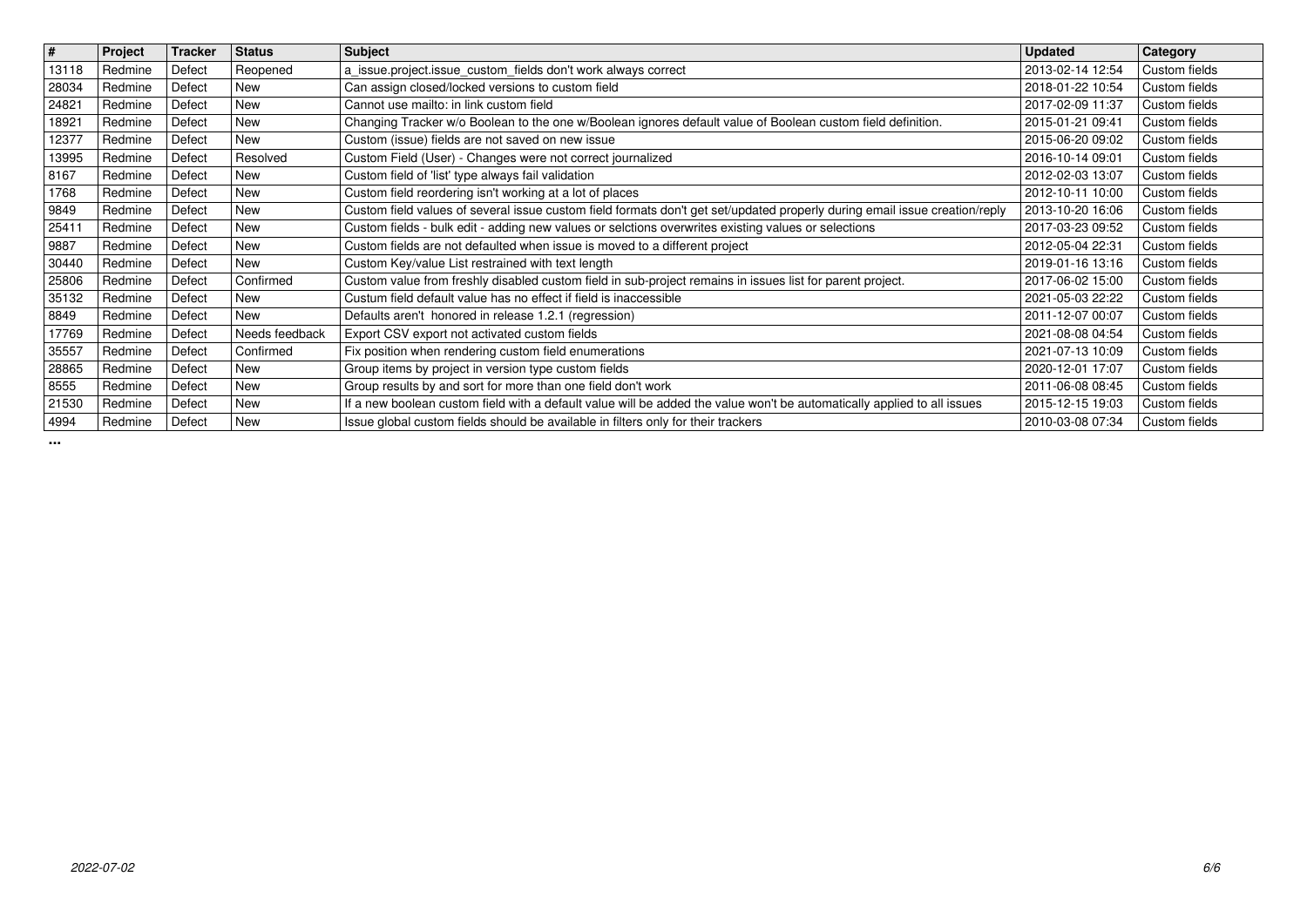| # | Project | Tracker | Status | Subject | Updated | Category |
|---|---|---|---|---|---|---|
| 13118 | Redmine | Defect | Reopened | a_issue.project.issue_custom_fields don't work always correct | 2013-02-14 12:54 | Custom fields |
| 28034 | Redmine | Defect | New | Can assign closed/locked versions to custom field | 2018-01-22 10:54 | Custom fields |
| 24821 | Redmine | Defect | New | Cannot use mailto: in link custom field | 2017-02-09 11:37 | Custom fields |
| 18921 | Redmine | Defect | New | Changing Tracker w/o Boolean to the one w/Boolean ignores default value of Boolean custom field definition. | 2015-01-21 09:41 | Custom fields |
| 12377 | Redmine | Defect | New | Custom (issue) fields are not saved on new issue | 2015-06-20 09:02 | Custom fields |
| 13995 | Redmine | Defect | Resolved | Custom Field (User) - Changes were not correct journalized | 2016-10-14 09:01 | Custom fields |
| 8167 | Redmine | Defect | New | Custom field of 'list' type always fail validation | 2012-02-03 13:07 | Custom fields |
| 1768 | Redmine | Defect | New | Custom field reordering isn't working at a lot of places | 2012-10-11 10:00 | Custom fields |
| 9849 | Redmine | Defect | New | Custom field values of several issue custom field formats don't get set/updated properly during email issue creation/reply | 2013-10-20 16:06 | Custom fields |
| 25411 | Redmine | Defect | New | Custom fields - bulk edit - adding new values or selctions overwrites existing values or selections | 2017-03-23 09:52 | Custom fields |
| 9887 | Redmine | Defect | New | Custom fields are not defaulted when issue is moved to a different project | 2012-05-04 22:31 | Custom fields |
| 30440 | Redmine | Defect | New | Custom Key/value List restrained with text length | 2019-01-16 13:16 | Custom fields |
| 25806 | Redmine | Defect | Confirmed | Custom value from freshly disabled custom field in sub-project remains in issues list for parent project. | 2017-06-02 15:00 | Custom fields |
| 35132 | Redmine | Defect | New | Custum field default value has no effect if field is inaccessible | 2021-05-03 22:22 | Custom fields |
| 8849 | Redmine | Defect | New | Defaults aren't honored in release 1.2.1 (regression) | 2011-12-07 00:07 | Custom fields |
| 17769 | Redmine | Defect | Needs feedback | Export CSV export not activated custom fields | 2021-08-08 04:54 | Custom fields |
| 35557 | Redmine | Defect | Confirmed | Fix position when rendering custom field enumerations | 2021-07-13 10:09 | Custom fields |
| 28865 | Redmine | Defect | New | Group items by project in version type custom fields | 2020-12-01 17:07 | Custom fields |
| 8555 | Redmine | Defect | New | Group results by and sort for more than one field don't work | 2011-06-08 08:45 | Custom fields |
| 21530 | Redmine | Defect | New | If a new boolean custom field with a default value will be added the value won't be automatically applied to all issues | 2015-12-15 19:03 | Custom fields |
| 4994 | Redmine | Defect | New | Issue global custom fields should be available in filters only for their trackers | 2010-03-08 07:34 | Custom fields |

...